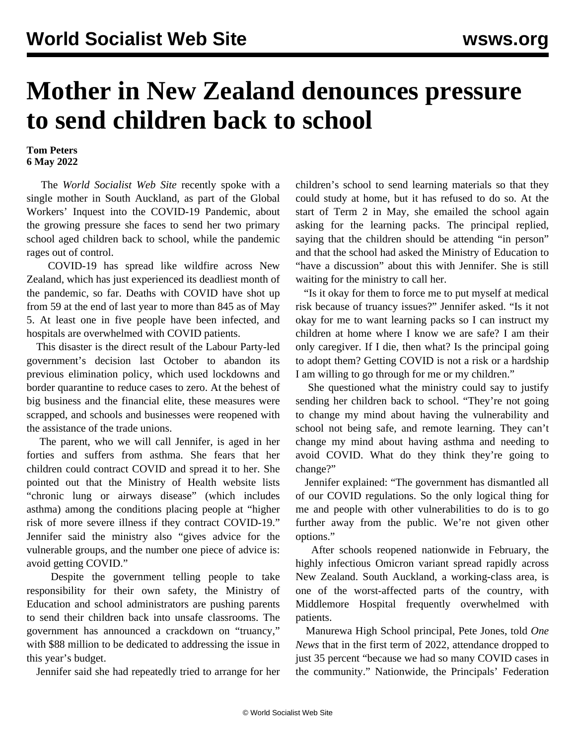# Mother in New Zealand denounces pressure to send children back to school

**Tom Peters**
**6 May 2022**

The *World Socialist Web Site* recently spoke with a single mother in South Auckland, as part of the Global Workers' Inquest into the COVID-19 Pandemic, about the growing pressure she faces to send her two primary school aged children back to school, while the pandemic rages out of control.

COVID-19 has spread like wildfire across New Zealand, which has just experienced its deadliest month of the pandemic, so far. Deaths with COVID have shot up from 59 at the end of last year to more than 845 as of May 5. At least one in five people have been infected, and hospitals are overwhelmed with COVID patients.

This disaster is the direct result of the Labour Party-led government's decision last October to abandon its previous elimination policy, which used lockdowns and border quarantine to reduce cases to zero. At the behest of big business and the financial elite, these measures were scrapped, and schools and businesses were reopened with the assistance of the trade unions.

The parent, who we will call Jennifer, is aged in her forties and suffers from asthma. She fears that her children could contract COVID and spread it to her. She pointed out that the Ministry of Health website lists "chronic lung or airways disease" (which includes asthma) among the conditions placing people at "higher risk of more severe illness if they contract COVID-19." Jennifer said the ministry also "gives advice for the vulnerable groups, and the number one piece of advice is: avoid getting COVID."

Despite the government telling people to take responsibility for their own safety, the Ministry of Education and school administrators are pushing parents to send their children back into unsafe classrooms. The government has announced a crackdown on "truancy," with $88 million to be dedicated to addressing the issue in this year's budget.

Jennifer said she had repeatedly tried to arrange for her children's school to send learning materials so that they could study at home, but it has refused to do so. At the start of Term 2 in May, she emailed the school again asking for the learning packs. The principal replied, saying that the children should be attending "in person" and that the school had asked the Ministry of Education to "have a discussion" about this with Jennifer. She is still waiting for the ministry to call her.

"Is it okay for them to force me to put myself at medical risk because of truancy issues?" Jennifer asked. "Is it not okay for me to want learning packs so I can instruct my children at home where I know we are safe? I am their only caregiver. If I die, then what? Is the principal going to adopt them? Getting COVID is not a risk or a hardship I am willing to go through for me or my children."

She questioned what the ministry could say to justify sending her children back to school. "They're not going to change my mind about having the vulnerability and school not being safe, and remote learning. They can't change my mind about having asthma and needing to avoid COVID. What do they think they're going to change?"

Jennifer explained: "The government has dismantled all of our COVID regulations. So the only logical thing for me and people with other vulnerabilities to do is to go further away from the public. We're not given other options."

After schools reopened nationwide in February, the highly infectious Omicron variant spread rapidly across New Zealand. South Auckland, a working-class area, is one of the worst-affected parts of the country, with Middlemore Hospital frequently overwhelmed with patients.

Manurewa High School principal, Pete Jones, told *One News* that in the first term of 2022, attendance dropped to just 35 percent "because we had so many COVID cases in the community." Nationwide, the Principals' Federation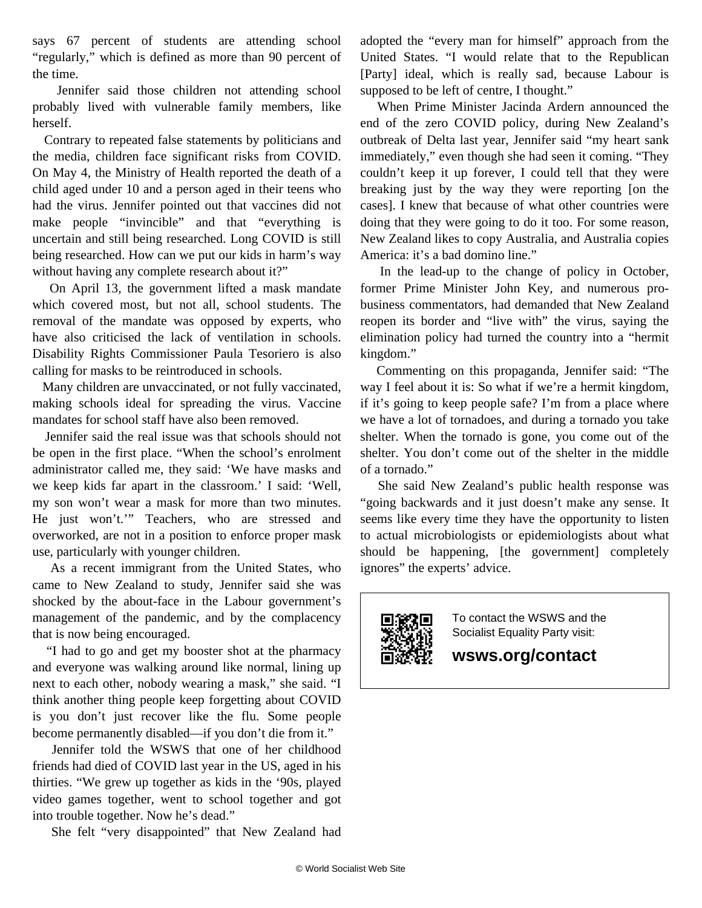says 67 percent of students are attending school "regularly," which is defined as more than 90 percent of the time.

Jennifer said those children not attending school probably lived with vulnerable family members, like herself.

Contrary to repeated false statements by politicians and the media, children face significant risks from COVID. On May 4, the Ministry of Health reported the death of a child aged under 10 and a person aged in their teens who had the virus. Jennifer pointed out that vaccines did not make people "invincible" and that "everything is uncertain and still being researched. Long COVID is still being researched. How can we put our kids in harm's way without having any complete research about it?"

On April 13, the government lifted a mask mandate which covered most, but not all, school students. The removal of the mandate was opposed by experts, who have also criticised the lack of ventilation in schools. Disability Rights Commissioner Paula Tesoriero is also calling for masks to be reintroduced in schools.

Many children are unvaccinated, or not fully vaccinated, making schools ideal for spreading the virus. Vaccine mandates for school staff have also been removed.

Jennifer said the real issue was that schools should not be open in the first place. "When the school's enrolment administrator called me, they said: 'We have masks and we keep kids far apart in the classroom.' I said: 'Well, my son won't wear a mask for more than two minutes. He just won't.'" Teachers, who are stressed and overworked, are not in a position to enforce proper mask use, particularly with younger children.

As a recent immigrant from the United States, who came to New Zealand to study, Jennifer said she was shocked by the about-face in the Labour government's management of the pandemic, and by the complacency that is now being encouraged.

"I had to go and get my booster shot at the pharmacy and everyone was walking around like normal, lining up next to each other, nobody wearing a mask," she said. "I think another thing people keep forgetting about COVID is you don't just recover like the flu. Some people become permanently disabled—if you don't die from it."

Jennifer told the WSWS that one of her childhood friends had died of COVID last year in the US, aged in his thirties. "We grew up together as kids in the '90s, played video games together, went to school together and got into trouble together. Now he's dead."

She felt "very disappointed" that New Zealand had adopted the "every man for himself" approach from the United States. "I would relate that to the Republican [Party] ideal, which is really sad, because Labour is supposed to be left of centre, I thought."

When Prime Minister Jacinda Ardern announced the end of the zero COVID policy, during New Zealand's outbreak of Delta last year, Jennifer said "my heart sank immediately," even though she had seen it coming. "They couldn't keep it up forever, I could tell that they were breaking just by the way they were reporting [on the cases]. I knew that because of what other countries were doing that they were going to do it too. For some reason, New Zealand likes to copy Australia, and Australia copies America: it's a bad domino line."

In the lead-up to the change of policy in October, former Prime Minister John Key, and numerous pro-business commentators, had demanded that New Zealand reopen its border and "live with" the virus, saying the elimination policy had turned the country into a "hermit kingdom."

Commenting on this propaganda, Jennifer said: "The way I feel about it is: So what if we're a hermit kingdom, if it's going to keep people safe? I'm from a place where we have a lot of tornadoes, and during a tornado you take shelter. When the tornado is gone, you come out of the shelter. You don't come out of the shelter in the middle of a tornado."

She said New Zealand's public health response was "going backwards and it just doesn't make any sense. It seems like every time they have the opportunity to listen to actual microbiologists or epidemiologists about what should be happening, [the government] completely ignores" the experts' advice.

To contact the WSWS and the Socialist Equality Party visit:

**wsws.org/contact**